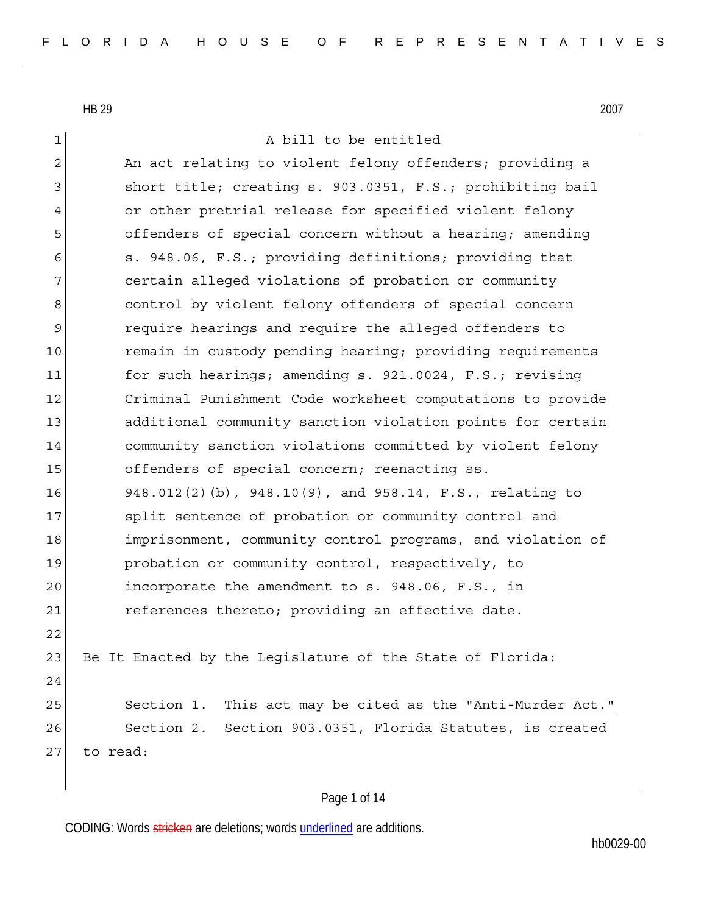HB 29 2007

A bill to be entitled

An act relating to violent felony offenders; providing a short title; creating s. 903.0351, F.S.; prohibiting bail or other pretrial release for specified violent felony offenders of special concern without a hearing; amending s. 948.06, F.S.; providing definitions; providing that certain alleged violations of probation or community control by violent felony offenders of special concern require hearings and require the alleged offenders to remain in custody pending hearing; providing requirements for such hearings; amending s. 921.0024, F.S.; revising Criminal Punishment Code worksheet computations to provide additional community sanction violation points for certain community sanction violations committed by violent felony offenders of special concern; reenacting ss. 948.012(2)(b), 948.10(9), and 958.14, F.S., relating to split sentence of probation or community control and imprisonment, community control programs, and violation of probation or community control, respectively, to incorporate the amendment to s. 948.06, F.S., in references thereto; providing an effective date.

Be It Enacted by the Legislature of the State of Florida:

Section 1. <u>This act may be cited as the "Anti-Murder Act."</u>

Section 2. Section 903.0351, Florida Statutes, is created to read:

CODING: Words ~~stricken~~ are deletions; words <u>underlined</u> are additions.

hb0029-00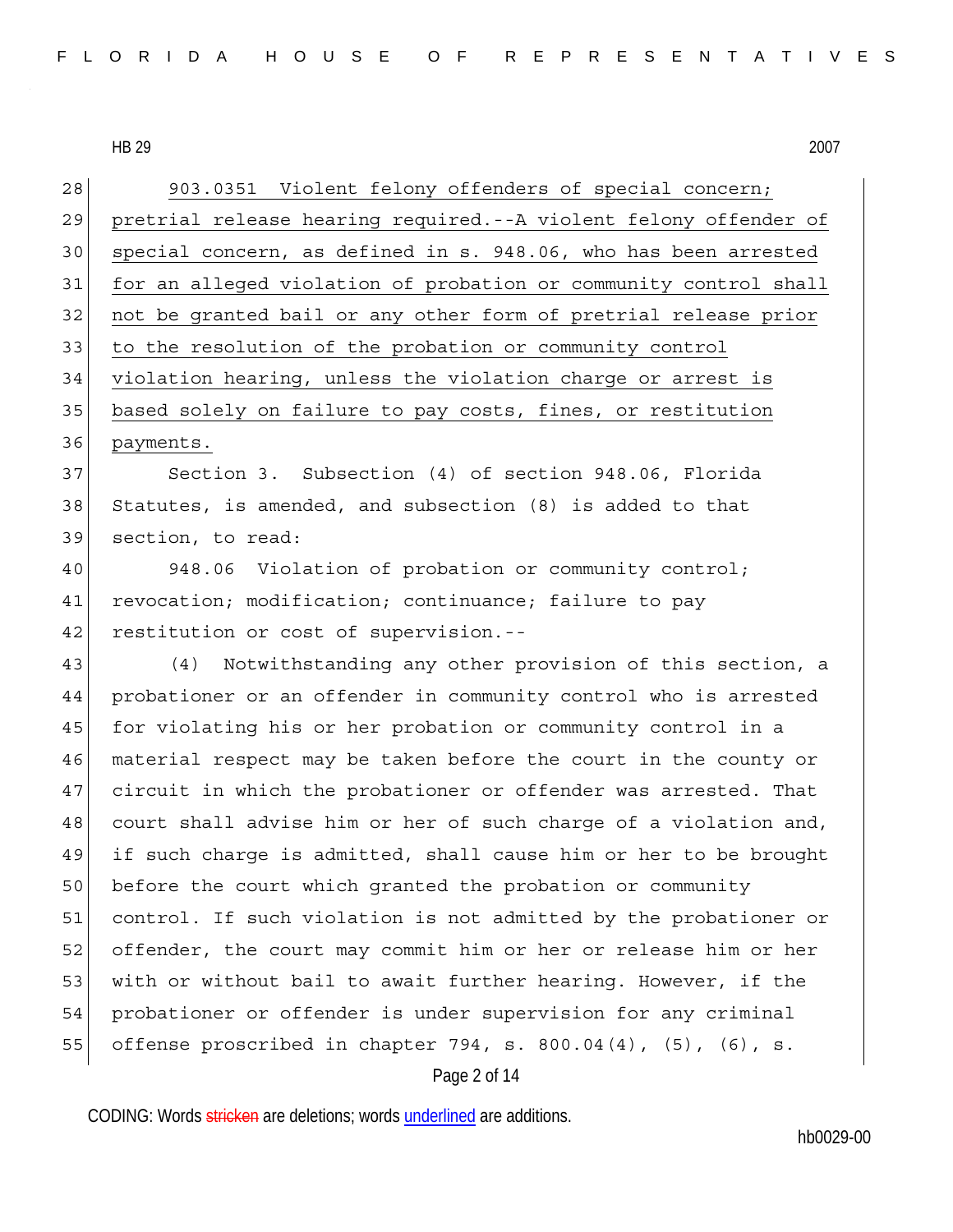903.0351 Violent felony offenders of special concern; pretrial release hearing required.--A violent felony offender of special concern, as defined in s. 948.06, who has been arrested for an alleged violation of probation or community control shall not be granted bail or any other form of pretrial release prior to the resolution of the probation or community control violation hearing, unless the violation charge or arrest is based solely on failure to pay costs, fines, or restitution payments.

Section 3. Subsection (4) of section 948.06, Florida Statutes, is amended, and subsection (8) is added to that section, to read:

948.06 Violation of probation or community control; revocation; modification; continuance; failure to pay restitution or cost of supervision.--

(4) Notwithstanding any other provision of this section, a probationer or an offender in community control who is arrested for violating his or her probation or community control in a material respect may be taken before the court in the county or circuit in which the probationer or offender was arrested. That court shall advise him or her of such charge of a violation and, if such charge is admitted, shall cause him or her to be brought before the court which granted the probation or community control. If such violation is not admitted by the probationer or offender, the court may commit him or her or release him or her with or without bail to await further hearing. However, if the probationer or offender is under supervision for any criminal offense proscribed in chapter 794, s. 800.04(4), (5), (6), s.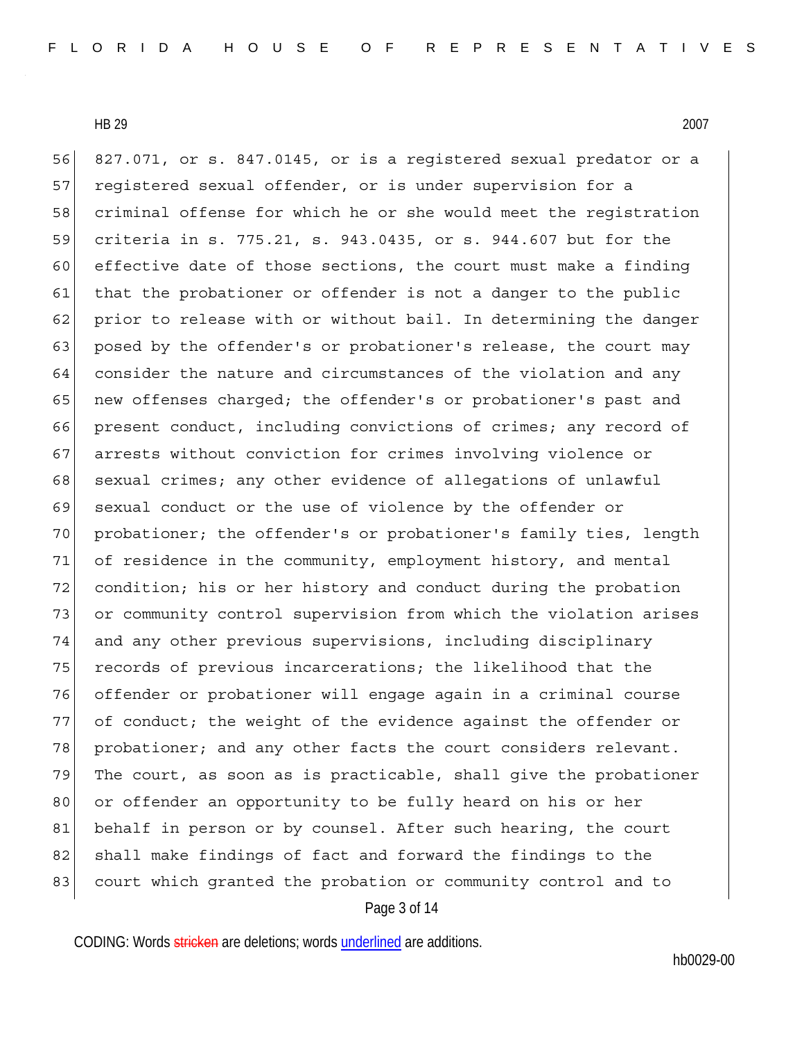827.071, or s. 847.0145, or is a registered sexual predator or a registered sexual offender, or is under supervision for a criminal offense for which he or she would meet the registration criteria in s. 775.21, s. 943.0435, or s. 944.607 but for the effective date of those sections, the court must make a finding that the probationer or offender is not a danger to the public prior to release with or without bail. In determining the danger posed by the offender's or probationer's release, the court may consider the nature and circumstances of the violation and any new offenses charged; the offender's or probationer's past and present conduct, including convictions of crimes; any record of arrests without conviction for crimes involving violence or sexual crimes; any other evidence of allegations of unlawful sexual conduct or the use of violence by the offender or probationer; the offender's or probationer's family ties, length of residence in the community, employment history, and mental condition; his or her history and conduct during the probation or community control supervision from which the violation arises and any other previous supervisions, including disciplinary records of previous incarcerations; the likelihood that the offender or probationer will engage again in a criminal course of conduct; the weight of the evidence against the offender or probationer; and any other facts the court considers relevant. The court, as soon as is practicable, shall give the probationer or offender an opportunity to be fully heard on his or her behalf in person or by counsel. After such hearing, the court shall make findings of fact and forward the findings to the court which granted the probation or community control and to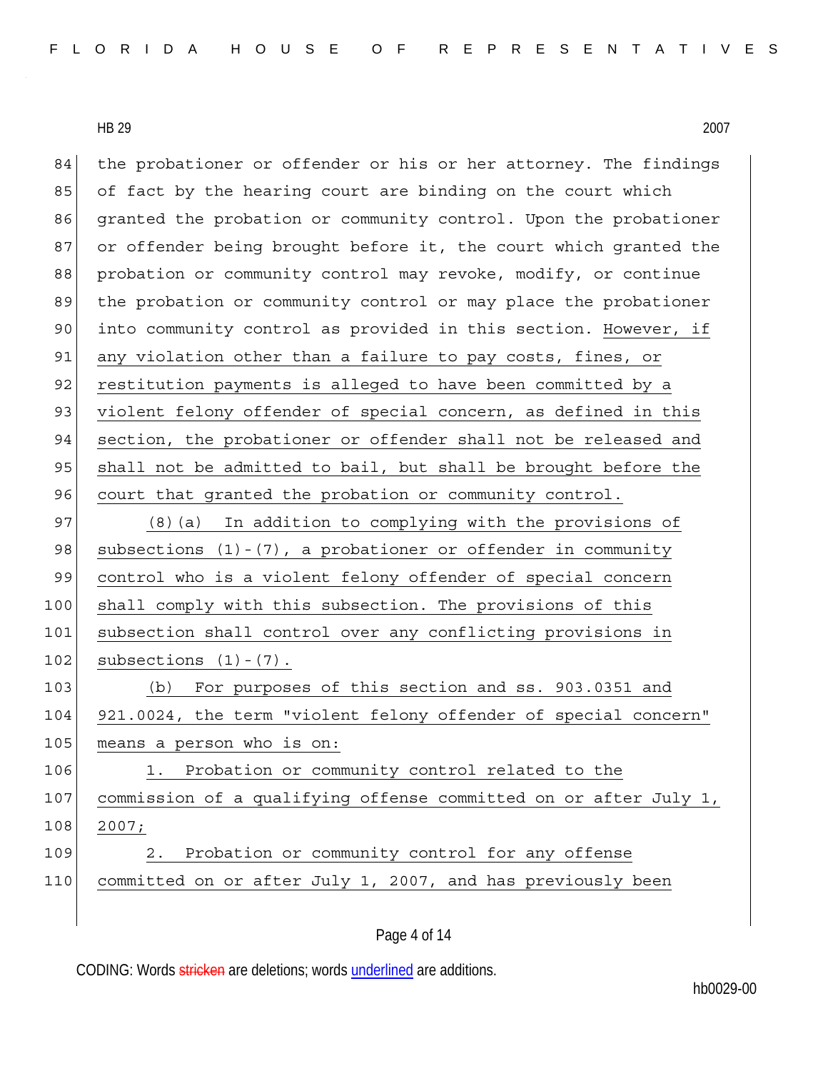HB 29 2007

the probationer or offender or his or her attorney. The findings of fact by the hearing court are binding on the court which granted the probation or community control. Upon the probationer or offender being brought before it, the court which granted the probation or community control may revoke, modify, or continue the probation or community control or may place the probationer into community control as provided in this section. <u>However, if any violation other than a failure to pay costs, fines, or restitution payments is alleged to have been committed by a violent felony offender of special concern, as defined in this section, the probationer or offender shall not be released and shall not be admitted to bail, but shall be brought before the court that granted the probation or community control.</u>

<u>(8)(a) In addition to complying with the provisions of subsections (1)-(7), a probationer or offender in community control who is a violent felony offender of special concern shall comply with this subsection. The provisions of this subsection shall control over any conflicting provisions in subsections (1)-(7).</u>

<u>(b) For purposes of this section and ss. 903.0351 and 921.0024, the term "violent felony offender of special concern" means a person who is on:</u>

<u>1. Probation or community control related to the commission of a qualifying offense committed on or after July 1, 2007;</u>

<u>2. Probation or community control for any offense committed on or after July 1, 2007, and has previously been</u>

CODING: Words ~~stricken~~ are deletions; words <u>underlined</u> are additions.

hb0029-00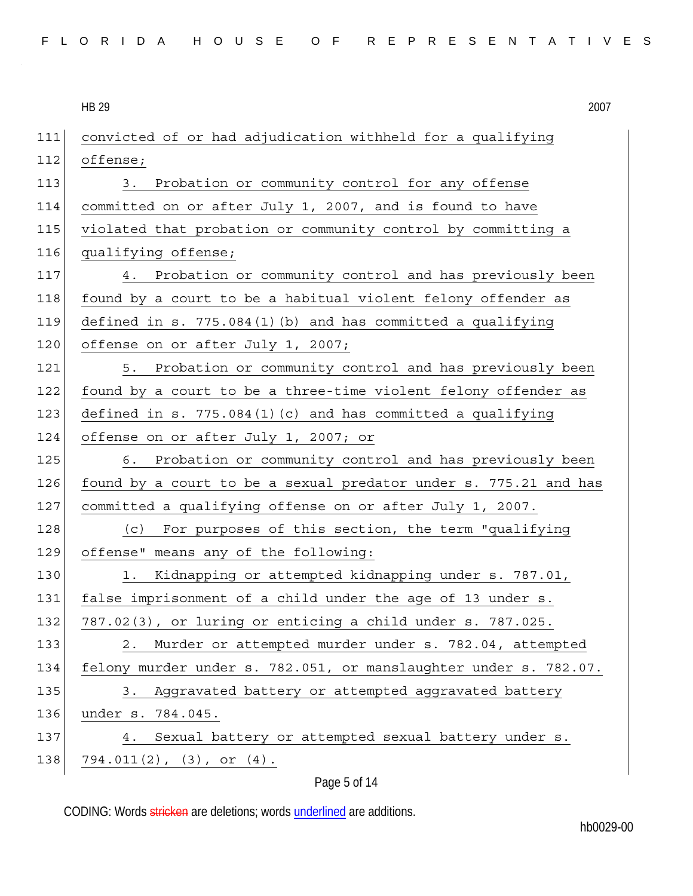convicted of or had adjudication withheld for a qualifying offense;

3. Probation or community control for any offense committed on or after July 1, 2007, and is found to have violated that probation or community control by committing a qualifying offense;

4. Probation or community control and has previously been found by a court to be a habitual violent felony offender as defined in s. 775.084(1)(b) and has committed a qualifying offense on or after July 1, 2007;

5. Probation or community control and has previously been found by a court to be a three-time violent felony offender as defined in s. 775.084(1)(c) and has committed a qualifying offense on or after July 1, 2007; or

6. Probation or community control and has previously been found by a court to be a sexual predator under s. 775.21 and has committed a qualifying offense on or after July 1, 2007.

(c) For purposes of this section, the term "qualifying offense" means any of the following:

1. Kidnapping or attempted kidnapping under s. 787.01, false imprisonment of a child under the age of 13 under s. 787.02(3), or luring or enticing a child under s. 787.025.

2. Murder or attempted murder under s. 782.04, attempted felony murder under s. 782.051, or manslaughter under s. 782.07.

3. Aggravated battery or attempted aggravated battery under s. 784.045.

4. Sexual battery or attempted sexual battery under s. 794.011(2), (3), or (4).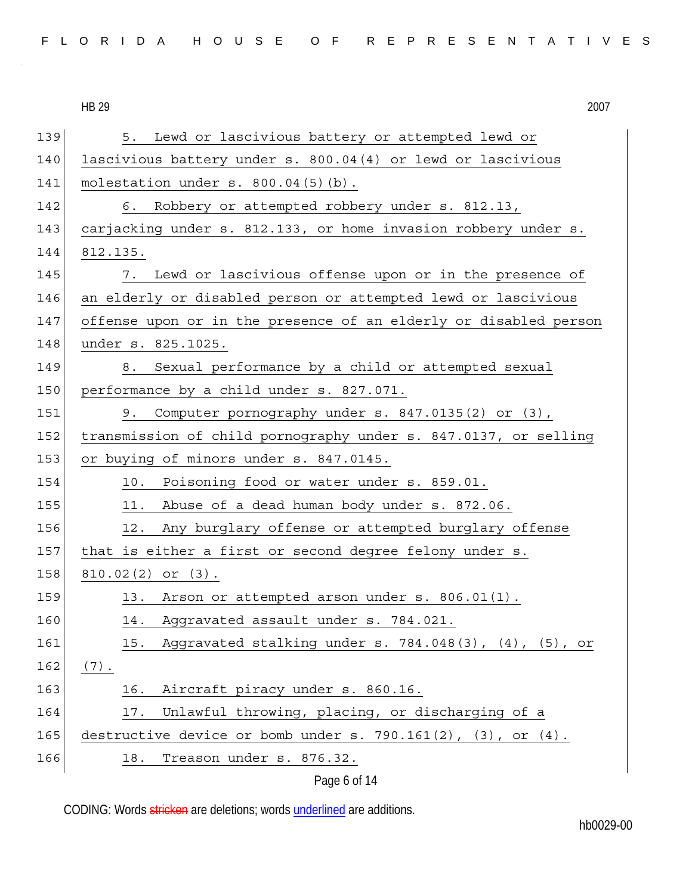5. Lewd or lascivious battery or attempted lewd or lascivious battery under s. 800.04(4) or lewd or lascivious molestation under s. 800.04(5)(b).

6. Robbery or attempted robbery under s. 812.13, carjacking under s. 812.133, or home invasion robbery under s. 812.135.

7. Lewd or lascivious offense upon or in the presence of an elderly or disabled person or attempted lewd or lascivious offense upon or in the presence of an elderly or disabled person under s. 825.1025.

8. Sexual performance by a child or attempted sexual performance by a child under s. 827.071.

9. Computer pornography under s. 847.0135(2) or (3), transmission of child pornography under s. 847.0137, or selling or buying of minors under s. 847.0145.

10. Poisoning food or water under s. 859.01.

11. Abuse of a dead human body under s. 872.06.

12. Any burglary offense or attempted burglary offense that is either a first or second degree felony under s. 810.02(2) or (3).

13. Arson or attempted arson under s. 806.01(1).

14. Aggravated assault under s. 784.021.

15. Aggravated stalking under s. 784.048(3), (4), (5), or (7).

16. Aircraft piracy under s. 860.16.

17. Unlawful throwing, placing, or discharging of a destructive device or bomb under s. 790.161(2), (3), or (4).

18. Treason under s. 876.32.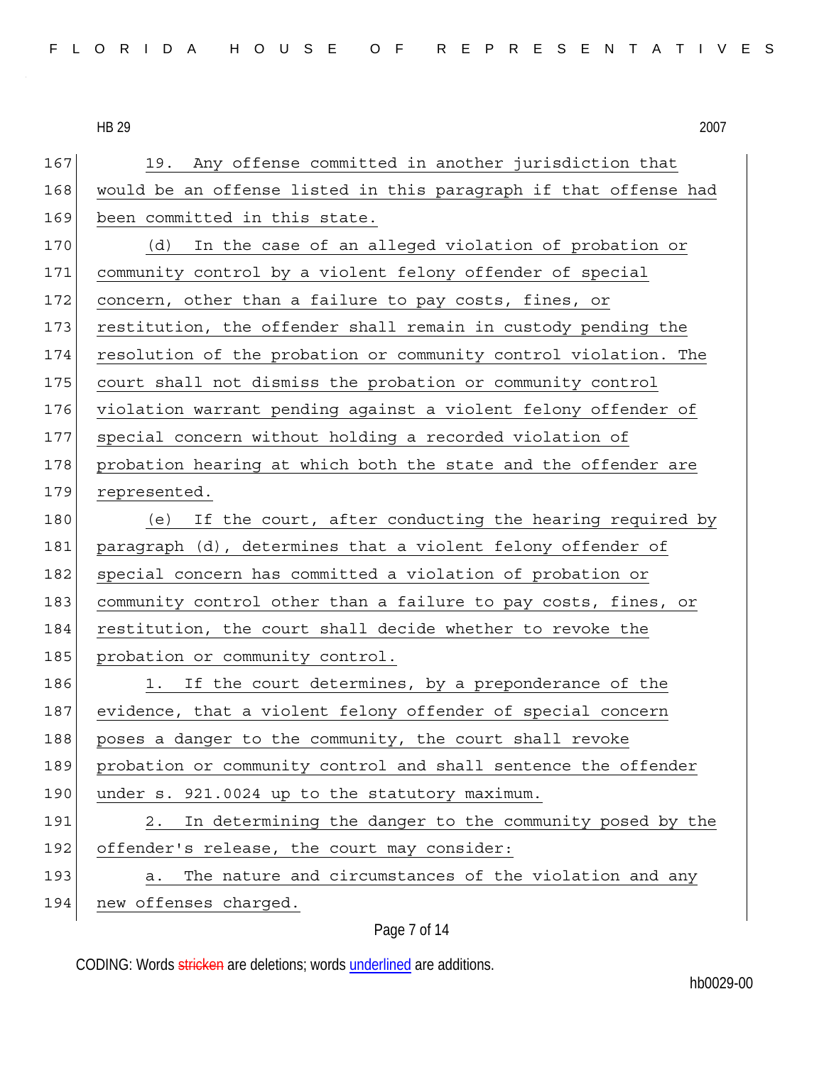19. Any offense committed in another jurisdiction that would be an offense listed in this paragraph if that offense had been committed in this state.

(d) In the case of an alleged violation of probation or community control by a violent felony offender of special concern, other than a failure to pay costs, fines, or restitution, the offender shall remain in custody pending the resolution of the probation or community control violation. The court shall not dismiss the probation or community control violation warrant pending against a violent felony offender of special concern without holding a recorded violation of probation hearing at which both the state and the offender are represented.

(e) If the court, after conducting the hearing required by paragraph (d), determines that a violent felony offender of special concern has committed a violation of probation or community control other than a failure to pay costs, fines, or restitution, the court shall decide whether to revoke the probation or community control.

1. If the court determines, by a preponderance of the evidence, that a violent felony offender of special concern poses a danger to the community, the court shall revoke probation or community control and shall sentence the offender under s. 921.0024 up to the statutory maximum.

2. In determining the danger to the community posed by the offender's release, the court may consider:

a. The nature and circumstances of the violation and any new offenses charged.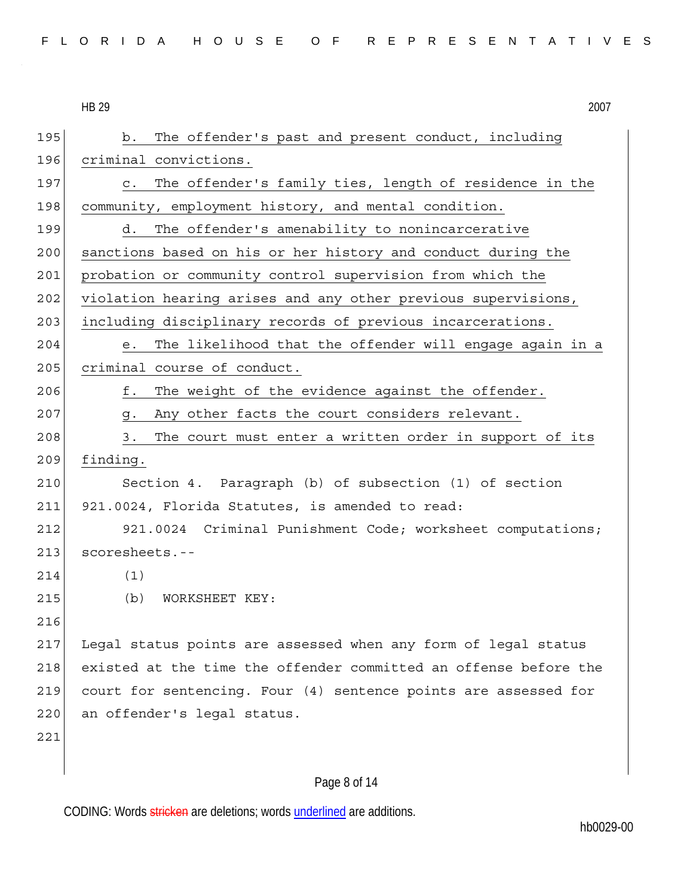b. The offender's past and present conduct, including criminal convictions.

c. The offender's family ties, length of residence in the community, employment history, and mental condition.

d. The offender's amenability to nonincarcerative sanctions based on his or her history and conduct during the probation or community control supervision from which the violation hearing arises and any other previous supervisions, including disciplinary records of previous incarcerations.

e. The likelihood that the offender will engage again in a criminal course of conduct.

f. The weight of the evidence against the offender.

g. Any other facts the court considers relevant.

3. The court must enter a written order in support of its finding.

Section 4. Paragraph (b) of subsection (1) of section 921.0024, Florida Statutes, is amended to read:

921.0024 Criminal Punishment Code; worksheet computations; scoresheets.--

(1)

(b) WORKSHEET KEY:

Legal status points are assessed when any form of legal status existed at the time the offender committed an offense before the court for sentencing. Four (4) sentence points are assessed for an offender's legal status.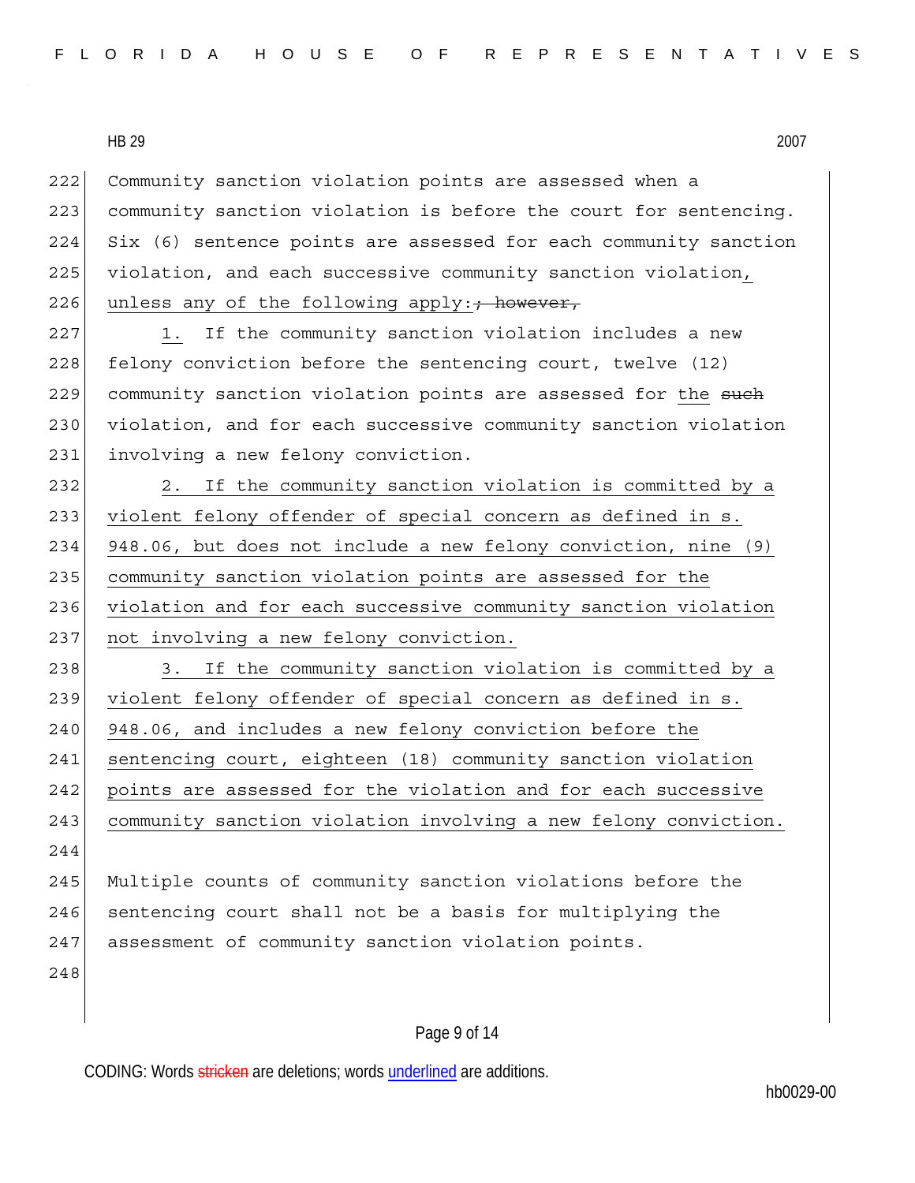Community sanction violation points are assessed when a community sanction violation is before the court for sentencing. Six (6) sentence points are assessed for each community sanction violation, and each successive community sanction violation, unless any of the following apply: ~~; however,~~

1. If the community sanction violation includes a new felony conviction before the sentencing court, twelve (12) community sanction violation points are assessed for the ~~such~~ violation, and for each successive community sanction violation involving a new felony conviction.

2. If the community sanction violation is committed by a violent felony offender of special concern as defined in s. 948.06, but does not include a new felony conviction, nine (9) community sanction violation points are assessed for the violation and for each successive community sanction violation not involving a new felony conviction.

3. If the community sanction violation is committed by a violent felony offender of special concern as defined in s. 948.06, and includes a new felony conviction before the sentencing court, eighteen (18) community sanction violation points are assessed for the violation and for each successive community sanction violation involving a new felony conviction.

Multiple counts of community sanction violations before the sentencing court shall not be a basis for multiplying the assessment of community sanction violation points.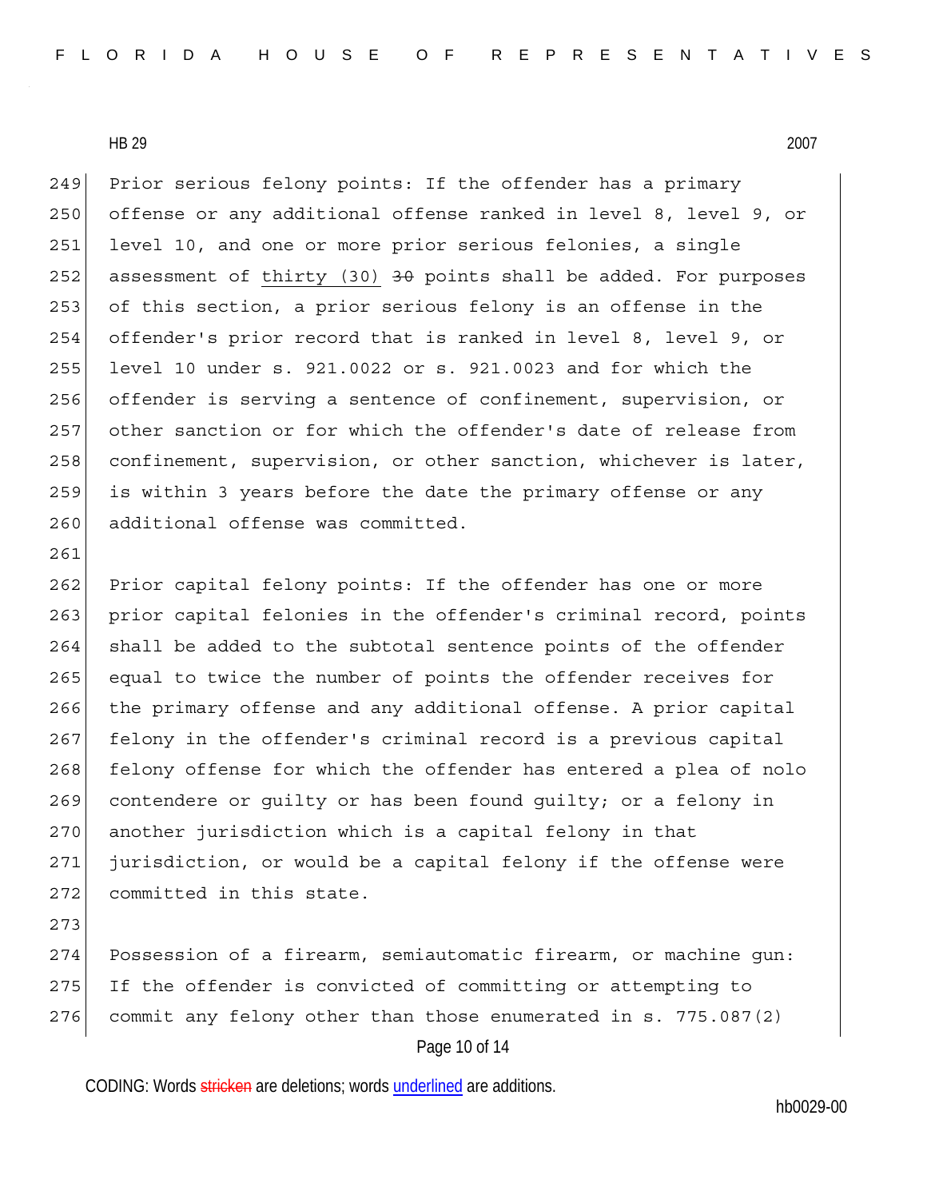249 Prior serious felony points: If the offender has a primary
250 offense or any additional offense ranked in level 8, level 9, or
251 level 10, and one or more prior serious felonies, a single
252 assessment of <u>thirty (30)</u> ~~30~~ points shall be added. For purposes
253 of this section, a prior serious felony is an offense in the
254 offender's prior record that is ranked in level 8, level 9, or
255 level 10 under s. 921.0022 or s. 921.0023 and for which the
256 offender is serving a sentence of confinement, supervision, or
257 other sanction or for which the offender's date of release from
258 confinement, supervision, or other sanction, whichever is later,
259 is within 3 years before the date the primary offense or any
260 additional offense was committed.
261
262 Prior capital felony points: If the offender has one or more
263 prior capital felonies in the offender's criminal record, points
264 shall be added to the subtotal sentence points of the offender
265 equal to twice the number of points the offender receives for
266 the primary offense and any additional offense. A prior capital
267 felony in the offender's criminal record is a previous capital
268 felony offense for which the offender has entered a plea of nolo
269 contendere or guilty or has been found guilty; or a felony in
270 another jurisdiction which is a capital felony in that
271 jurisdiction, or would be a capital felony if the offense were
272 committed in this state.
273
274 Possession of a firearm, semiautomatic firearm, or machine gun:
275 If the offender is convicted of committing or attempting to
276 commit any felony other than those enumerated in s. 775.087(2)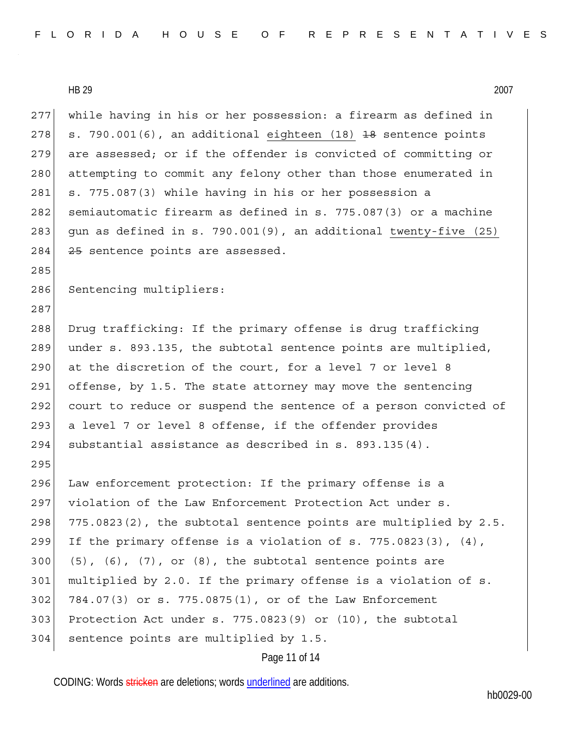while having in his or her possession: a firearm as defined in s. 790.001(6), an additional <u>eighteen (18)</u> ~~18~~ sentence points are assessed; or if the offender is convicted of committing or attempting to commit any felony other than those enumerated in s. 775.087(3) while having in his or her possession a semiautomatic firearm as defined in s. 775.087(3) or a machine gun as defined in s. 790.001(9), an additional <u>twenty-five (25)</u> ~~25~~ sentence points are assessed.

Sentencing multipliers:

Drug trafficking: If the primary offense is drug trafficking under s. 893.135, the subtotal sentence points are multiplied, at the discretion of the court, for a level 7 or level 8 offense, by 1.5. The state attorney may move the sentencing court to reduce or suspend the sentence of a person convicted of a level 7 or level 8 offense, if the offender provides substantial assistance as described in s. 893.135(4).

Law enforcement protection: If the primary offense is a violation of the Law Enforcement Protection Act under s. 775.0823(2), the subtotal sentence points are multiplied by 2.5. If the primary offense is a violation of s. 775.0823(3), (4), (5), (6), (7), or (8), the subtotal sentence points are multiplied by 2.0. If the primary offense is a violation of s. 784.07(3) or s. 775.0875(1), or of the Law Enforcement Protection Act under s. 775.0823(9) or (10), the subtotal sentence points are multiplied by 1.5.

CODING: Words ~~stricken~~ are deletions; words <u>underlined</u> are additions.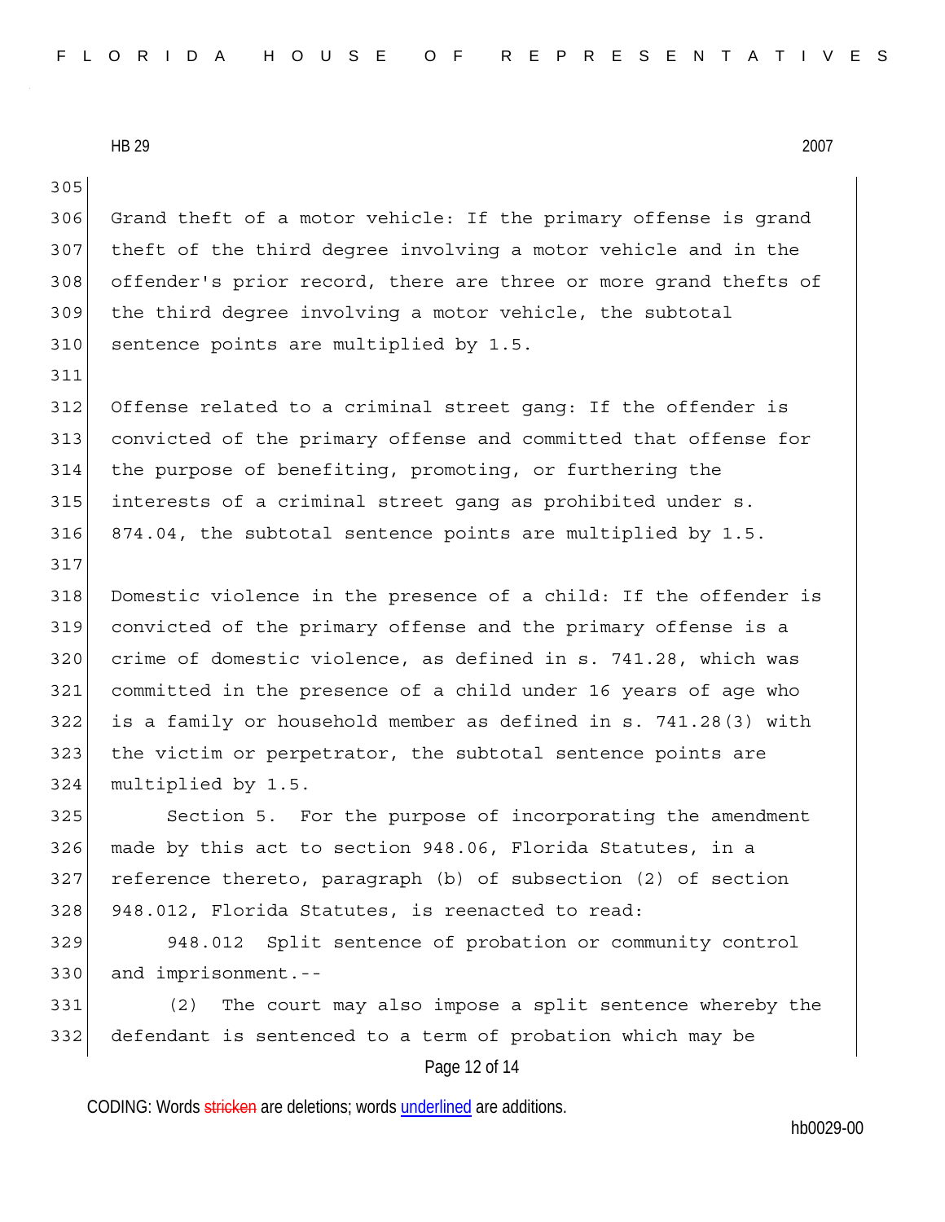Grand theft of a motor vehicle: If the primary offense is grand theft of the third degree involving a motor vehicle and in the offender's prior record, there are three or more grand thefts of the third degree involving a motor vehicle, the subtotal sentence points are multiplied by 1.5.

Offense related to a criminal street gang: If the offender is convicted of the primary offense and committed that offense for the purpose of benefiting, promoting, or furthering the interests of a criminal street gang as prohibited under s. 874.04, the subtotal sentence points are multiplied by 1.5.

Domestic violence in the presence of a child: If the offender is convicted of the primary offense and the primary offense is a crime of domestic violence, as defined in s. 741.28, which was committed in the presence of a child under 16 years of age who is a family or household member as defined in s. 741.28(3) with the victim or perpetrator, the subtotal sentence points are multiplied by 1.5.

Section 5. For the purpose of incorporating the amendment made by this act to section 948.06, Florida Statutes, in a reference thereto, paragraph (b) of subsection (2) of section 948.012, Florida Statutes, is reenacted to read:

948.012 Split sentence of probation or community control and imprisonment.--

(2) The court may also impose a split sentence whereby the defendant is sentenced to a term of probation which may be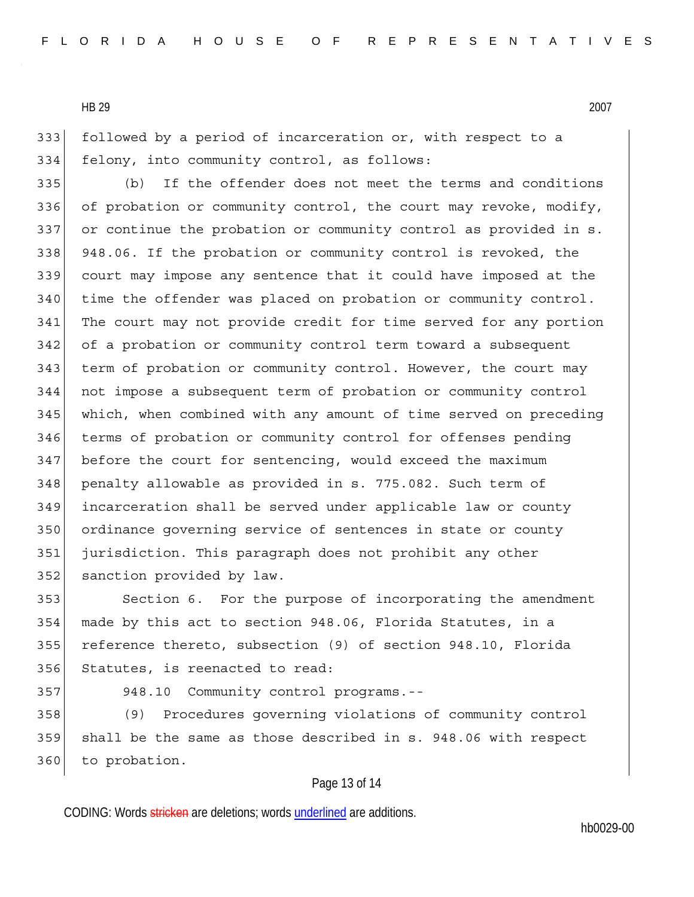followed by a period of incarceration or, with respect to a felony, into community control, as follows:

(b) If the offender does not meet the terms and conditions of probation or community control, the court may revoke, modify, or continue the probation or community control as provided in s. 948.06. If the probation or community control is revoked, the court may impose any sentence that it could have imposed at the time the offender was placed on probation or community control. The court may not provide credit for time served for any portion of a probation or community control term toward a subsequent term of probation or community control. However, the court may not impose a subsequent term of probation or community control which, when combined with any amount of time served on preceding terms of probation or community control for offenses pending before the court for sentencing, would exceed the maximum penalty allowable as provided in s. 775.082. Such term of incarceration shall be served under applicable law or county ordinance governing service of sentences in state or county jurisdiction. This paragraph does not prohibit any other sanction provided by law.

Section 6. For the purpose of incorporating the amendment made by this act to section 948.06, Florida Statutes, in a reference thereto, subsection (9) of section 948.10, Florida Statutes, is reenacted to read:

948.10 Community control programs.--

(9) Procedures governing violations of community control shall be the same as those described in s. 948.06 with respect to probation.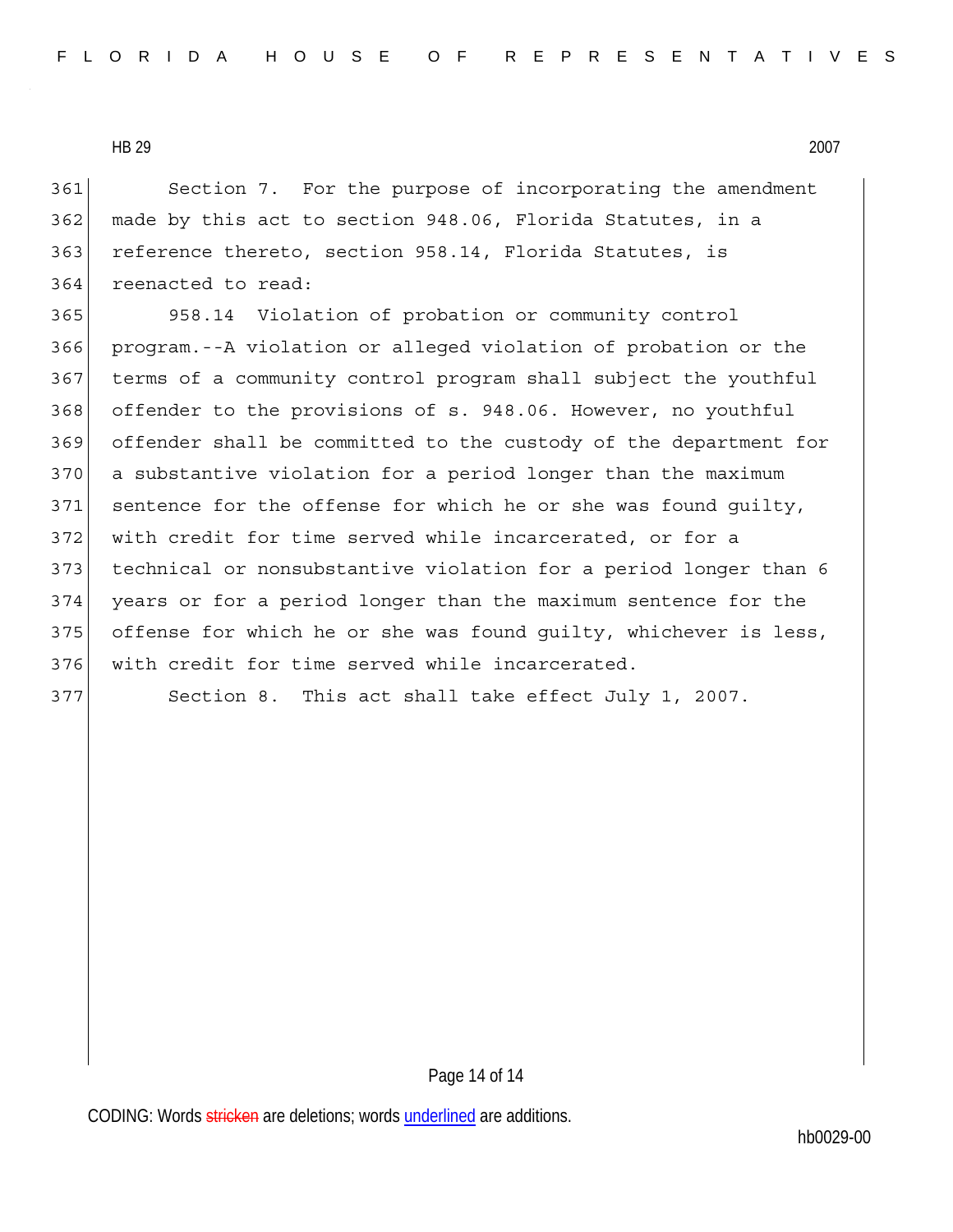Section 7. For the purpose of incorporating the amendment made by this act to section 948.06, Florida Statutes, in a reference thereto, section 958.14, Florida Statutes, is reenacted to read:

958.14 Violation of probation or community control program.--A violation or alleged violation of probation or the terms of a community control program shall subject the youthful offender to the provisions of s. 948.06. However, no youthful offender shall be committed to the custody of the department for a substantive violation for a period longer than the maximum sentence for the offense for which he or she was found guilty, with credit for time served while incarcerated, or for a technical or nonsubstantive violation for a period longer than 6 years or for a period longer than the maximum sentence for the offense for which he or she was found guilty, whichever is less, with credit for time served while incarcerated.

Section 8. This act shall take effect July 1, 2007.